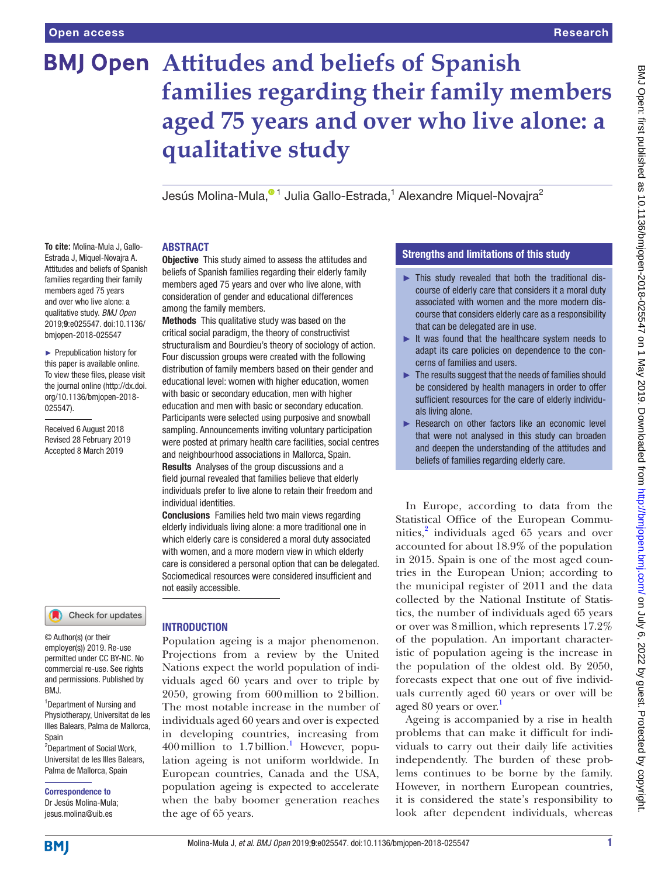# Attitudes and beliefs of Spanish families regarding their family members aged 75 years and over who live alone: a qualitative study

Jesús Molina-Mula,[1] Julia Gallo-Estrada,[1] Alexandre Miquel-Novajra[2]

**To cite:** Molina-Mula J, Gallo-Estrada J, Miquel-Novajra A. Attitudes and beliefs of Spanish families regarding their family members aged 75 years and over who live alone: a qualitative study. *BMJ Open* 2019;**9**:e025547. doi:10.1136/bmjopen-2018-025547

► Prepublication history for this paper is available online. To view these files, please visit the journal online (http://dx.doi.org/10.1136/bmjopen-2018-025547).

Received 6 August 2018
Revised 28 February 2019
Accepted 8 March 2019

© Author(s) (or their employer(s)) 2019. Re-use permitted under CC BY-NC. No commercial re-use. See rights and permissions. Published by BMJ.

[1]Department of Nursing and Physiotherapy, Universitat de les Illes Balears, Palma de Mallorca, Spain
[2]Department of Social Work, Universitat de les Illes Balears, Palma de Mallorca, Spain

**Correspondence to**
Dr Jesús Molina-Mula; jesus.molina@uib.es

## ABSTRACT

**Objective** This study aimed to assess the attitudes and beliefs of Spanish families regarding their elderly family members aged 75 years and over who live alone, with consideration of gender and educational differences among the family members.

**Methods** This qualitative study was based on the critical social paradigm, the theory of constructivist structuralism and Bourdieu's theory of sociology of action. Four discussion groups were created with the following distribution of family members based on their gender and educational level: women with higher education, women with basic or secondary education, men with higher education and men with basic or secondary education. Participants were selected using purposive and snowball sampling. Announcements inviting voluntary participation were posted at primary health care facilities, social centres and neighbourhood associations in Mallorca, Spain.

**Results** Analyses of the group discussions and a field journal revealed that families believe that elderly individuals prefer to live alone to retain their freedom and individual identities.

**Conclusions** Families held two main views regarding elderly individuals living alone: a more traditional one in which elderly care is considered a moral duty associated with women, and a more modern view in which elderly care is considered a personal option that can be delegated. Sociomedical resources were considered insufficient and not easily accessible.

## Strengths and limitations of this study

- ► This study revealed that both the traditional discourse of elderly care that considers it a moral duty associated with women and the more modern discourse that considers elderly care as a responsibility that can be delegated are in use.
- ► It was found that the healthcare system needs to adapt its care policies on dependence to the concerns of families and users.
- ► The results suggest that the needs of families should be considered by health managers in order to offer sufficient resources for the care of elderly individuals living alone.
- ► Research on other factors like an economic level that were not analysed in this study can broaden and deepen the understanding of the attitudes and beliefs of families regarding elderly care.

## INTRODUCTION

Population ageing is a major phenomenon. Projections from a review by the United Nations expect the world population of individuals aged 60 years and over to triple by 2050, growing from 600 million to 2 billion. The most notable increase in the number of individuals aged 60 years and over is expected in developing countries, increasing from 400 million to 1.7 billion.[1] However, population ageing is not uniform worldwide. In European countries, Canada and the USA, population ageing is expected to accelerate when the baby boomer generation reaches the age of 65 years.

In Europe, according to data from the Statistical Office of the European Communities,[2] individuals aged 65 years and over accounted for about 18.9% of the population in 2015. Spain is one of the most aged countries in the European Union; according to the municipal register of 2011 and the data collected by the National Institute of Statistics, the number of individuals aged 65 years or over was 8 million, which represents 17.2% of the population. An important characteristic of population ageing is the increase in the population of the oldest old. By 2050, forecasts expect that one out of five individuals currently aged 60 years or over will be aged 80 years or over.[1]

Ageing is accompanied by a rise in health problems that can make it difficult for individuals to carry out their daily life activities independently. The burden of these problems continues to be borne by the family. However, in northern European countries, it is considered the state's responsibility to look after dependent individuals, whereas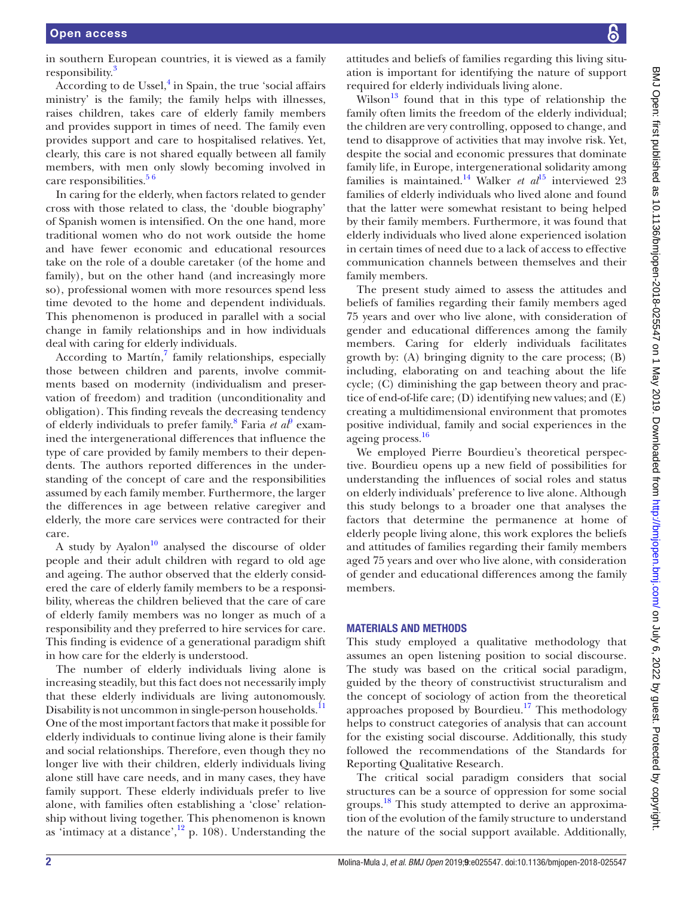in southern European countries, it is viewed as a family responsibility.[3]

According to de Ussel,[4] in Spain, the true 'social affairs ministry' is the family; the family helps with illnesses, raises children, takes care of elderly family members and provides support in times of need. The family even provides support and care to hospitalised relatives. Yet, clearly, this care is not shared equally between all family members, with men only slowly becoming involved in care responsibilities.[5 6]

In caring for the elderly, when factors related to gender cross with those related to class, the 'double biography' of Spanish women is intensified. On the one hand, more traditional women who do not work outside the home and have fewer economic and educational resources take on the role of a double caretaker (of the home and family), but on the other hand (and increasingly more so), professional women with more resources spend less time devoted to the home and dependent individuals. This phenomenon is produced in parallel with a social change in family relationships and in how individuals deal with caring for elderly individuals.

According to Martín,[7] family relationships, especially those between children and parents, involve commitments based on modernity (individualism and preservation of freedom) and tradition (unconditionality and obligation). This finding reveals the decreasing tendency of elderly individuals to prefer family.[8] Faria *et al*[9] examined the intergenerational differences that influence the type of care provided by family members to their dependents. The authors reported differences in the understanding of the concept of care and the responsibilities assumed by each family member. Furthermore, the larger the differences in age between relative caregiver and elderly, the more care services were contracted for their care.

A study by Ayalon[10] analysed the discourse of older people and their adult children with regard to old age and ageing. The author observed that the elderly considered the care of elderly family members to be a responsibility, whereas the children believed that the care of care of elderly family members was no longer as much of a responsibility and they preferred to hire services for care. This finding is evidence of a generational paradigm shift in how care for the elderly is understood.

The number of elderly individuals living alone is increasing steadily, but this fact does not necessarily imply that these elderly individuals are living autonomously. Disability is not uncommon in single-person households.[11] One of the most important factors that make it possible for elderly individuals to continue living alone is their family and social relationships. Therefore, even though they no longer live with their children, elderly individuals living alone still have care needs, and in many cases, they have family support. These elderly individuals prefer to live alone, with families often establishing a 'close' relationship without living together. This phenomenon is known as 'intimacy at a distance',[12] p. 108). Understanding the attitudes and beliefs of families regarding this living situation is important for identifying the nature of support required for elderly individuals living alone.

Wilson[13] found that in this type of relationship the family often limits the freedom of the elderly individual; the children are very controlling, opposed to change, and tend to disapprove of activities that may involve risk. Yet, despite the social and economic pressures that dominate family life, in Europe, intergenerational solidarity among families is maintained.[14] Walker *et al*[15] interviewed 23 families of elderly individuals who lived alone and found that the latter were somewhat resistant to being helped by their family members. Furthermore, it was found that elderly individuals who lived alone experienced isolation in certain times of need due to a lack of access to effective communication channels between themselves and their family members.

The present study aimed to assess the attitudes and beliefs of families regarding their family members aged 75 years and over who live alone, with consideration of gender and educational differences among the family members. Caring for elderly individuals facilitates growth by: (A) bringing dignity to the care process; (B) including, elaborating on and teaching about the life cycle; (C) diminishing the gap between theory and practice of end-of-life care; (D) identifying new values; and (E) creating a multidimensional environment that promotes positive individual, family and social experiences in the ageing process.[16]

We employed Pierre Bourdieu's theoretical perspective. Bourdieu opens up a new field of possibilities for understanding the influences of social roles and status on elderly individuals' preference to live alone. Although this study belongs to a broader one that analyses the factors that determine the permanence at home of elderly people living alone, this work explores the beliefs and attitudes of families regarding their family members aged 75 years and over who live alone, with consideration of gender and educational differences among the family members.

## MATERIALS AND METHODS

This study employed a qualitative methodology that assumes an open listening position to social discourse. The study was based on the critical social paradigm, guided by the theory of constructivist structuralism and the concept of sociology of action from the theoretical approaches proposed by Bourdieu.[17] This methodology helps to construct categories of analysis that can account for the existing social discourse. Additionally, this study followed the recommendations of the Standards for Reporting Qualitative Research.

The critical social paradigm considers that social structures can be a source of oppression for some social groups.[18] This study attempted to derive an approximation of the evolution of the family structure to understand the nature of the social support available. Additionally,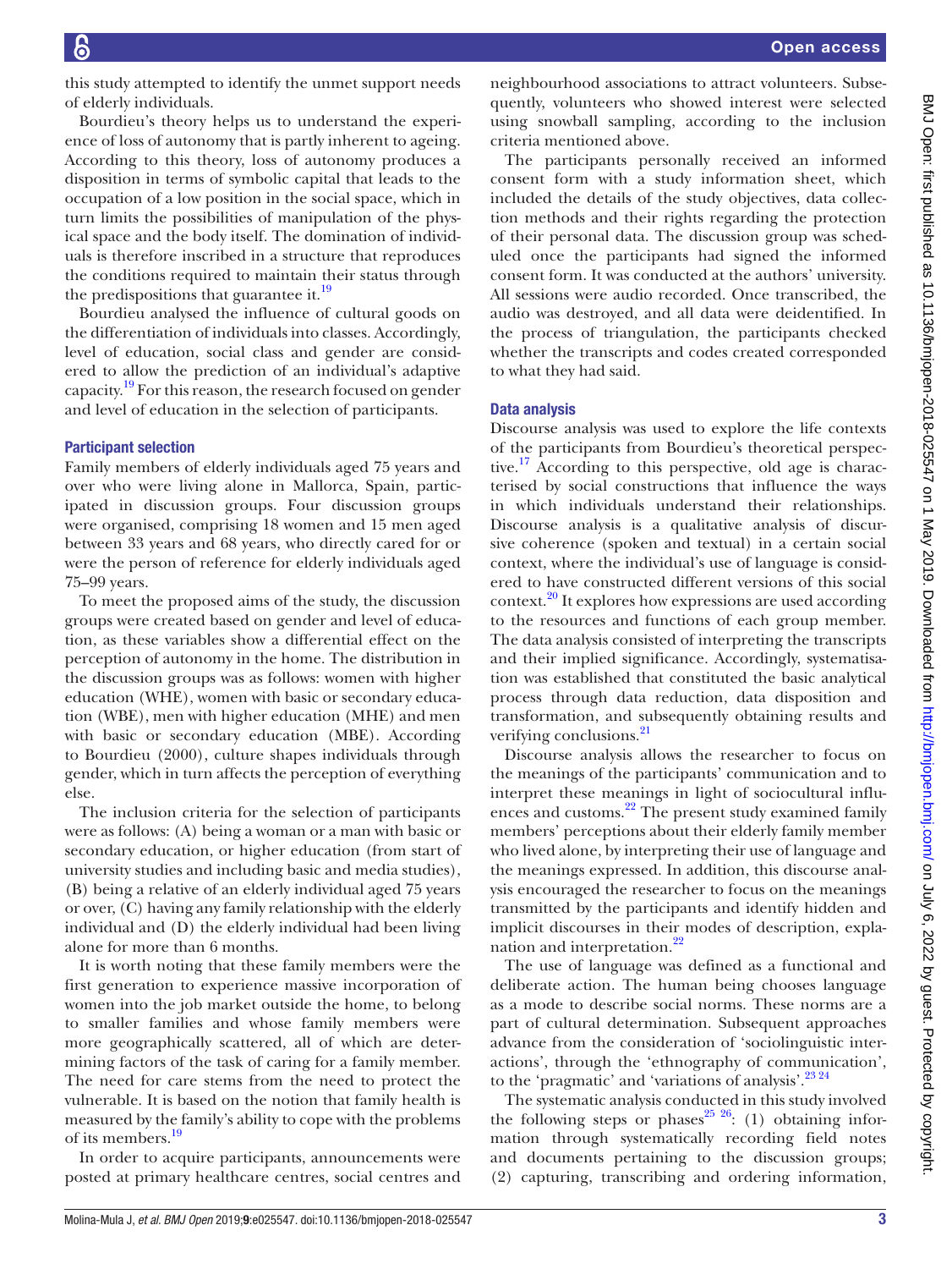this study attempted to identify the unmet support needs of elderly individuals.

Bourdieu's theory helps us to understand the experience of loss of autonomy that is partly inherent to ageing. According to this theory, loss of autonomy produces a disposition in terms of symbolic capital that leads to the occupation of a low position in the social space, which in turn limits the possibilities of manipulation of the physical space and the body itself. The domination of individuals is therefore inscribed in a structure that reproduces the conditions required to maintain their status through the predispositions that guarantee it.[19]

Bourdieu analysed the influence of cultural goods on the differentiation of individuals into classes. Accordingly, level of education, social class and gender are considered to allow the prediction of an individual's adaptive capacity.[19] For this reason, the research focused on gender and level of education in the selection of participants.

### Participant selection

Family members of elderly individuals aged 75 years and over who were living alone in Mallorca, Spain, participated in discussion groups. Four discussion groups were organised, comprising 18 women and 15 men aged between 33 years and 68 years, who directly cared for or were the person of reference for elderly individuals aged 75–99 years.

To meet the proposed aims of the study, the discussion groups were created based on gender and level of education, as these variables show a differential effect on the perception of autonomy in the home. The distribution in the discussion groups was as follows: women with higher education (WHE), women with basic or secondary education (WBE), men with higher education (MHE) and men with basic or secondary education (MBE). According to Bourdieu (2000), culture shapes individuals through gender, which in turn affects the perception of everything else.

The inclusion criteria for the selection of participants were as follows: (A) being a woman or a man with basic or secondary education, or higher education (from start of university studies and including basic and media studies), (B) being a relative of an elderly individual aged 75 years or over, (C) having any family relationship with the elderly individual and (D) the elderly individual had been living alone for more than 6 months.

It is worth noting that these family members were the first generation to experience massive incorporation of women into the job market outside the home, to belong to smaller families and whose family members were more geographically scattered, all of which are determining factors of the task of caring for a family member. The need for care stems from the need to protect the vulnerable. It is based on the notion that family health is measured by the family's ability to cope with the problems of its members.[19]

In order to acquire participants, announcements were posted at primary healthcare centres, social centres and neighbourhood associations to attract volunteers. Subsequently, volunteers who showed interest were selected using snowball sampling, according to the inclusion criteria mentioned above.

The participants personally received an informed consent form with a study information sheet, which included the details of the study objectives, data collection methods and their rights regarding the protection of their personal data. The discussion group was scheduled once the participants had signed the informed consent form. It was conducted at the authors' university. All sessions were audio recorded. Once transcribed, the audio was destroyed, and all data were deidentified. In the process of triangulation, the participants checked whether the transcripts and codes created corresponded to what they had said.

### Data analysis

Discourse analysis was used to explore the life contexts of the participants from Bourdieu's theoretical perspective.[17] According to this perspective, old age is characterised by social constructions that influence the ways in which individuals understand their relationships. Discourse analysis is a qualitative analysis of discursive coherence (spoken and textual) in a certain social context, where the individual's use of language is considered to have constructed different versions of this social context.[20] It explores how expressions are used according to the resources and functions of each group member. The data analysis consisted of interpreting the transcripts and their implied significance. Accordingly, systematisation was established that constituted the basic analytical process through data reduction, data disposition and transformation, and subsequently obtaining results and verifying conclusions.[21]

Discourse analysis allows the researcher to focus on the meanings of the participants' communication and to interpret these meanings in light of sociocultural influences and customs.[22] The present study examined family members' perceptions about their elderly family member who lived alone, by interpreting their use of language and the meanings expressed. In addition, this discourse analysis encouraged the researcher to focus on the meanings transmitted by the participants and identify hidden and implicit discourses in their modes of description, explanation and interpretation.[22]

The use of language was defined as a functional and deliberate action. The human being chooses language as a mode to describe social norms. These norms are a part of cultural determination. Subsequent approaches advance from the consideration of 'sociolinguistic interactions', through the 'ethnography of communication', to the 'pragmatic' and 'variations of analysis'.[23,24]

The systematic analysis conducted in this study involved the following steps or phases[25,26]: (1) obtaining information through systematically recording field notes and documents pertaining to the discussion groups; (2) capturing, transcribing and ordering information,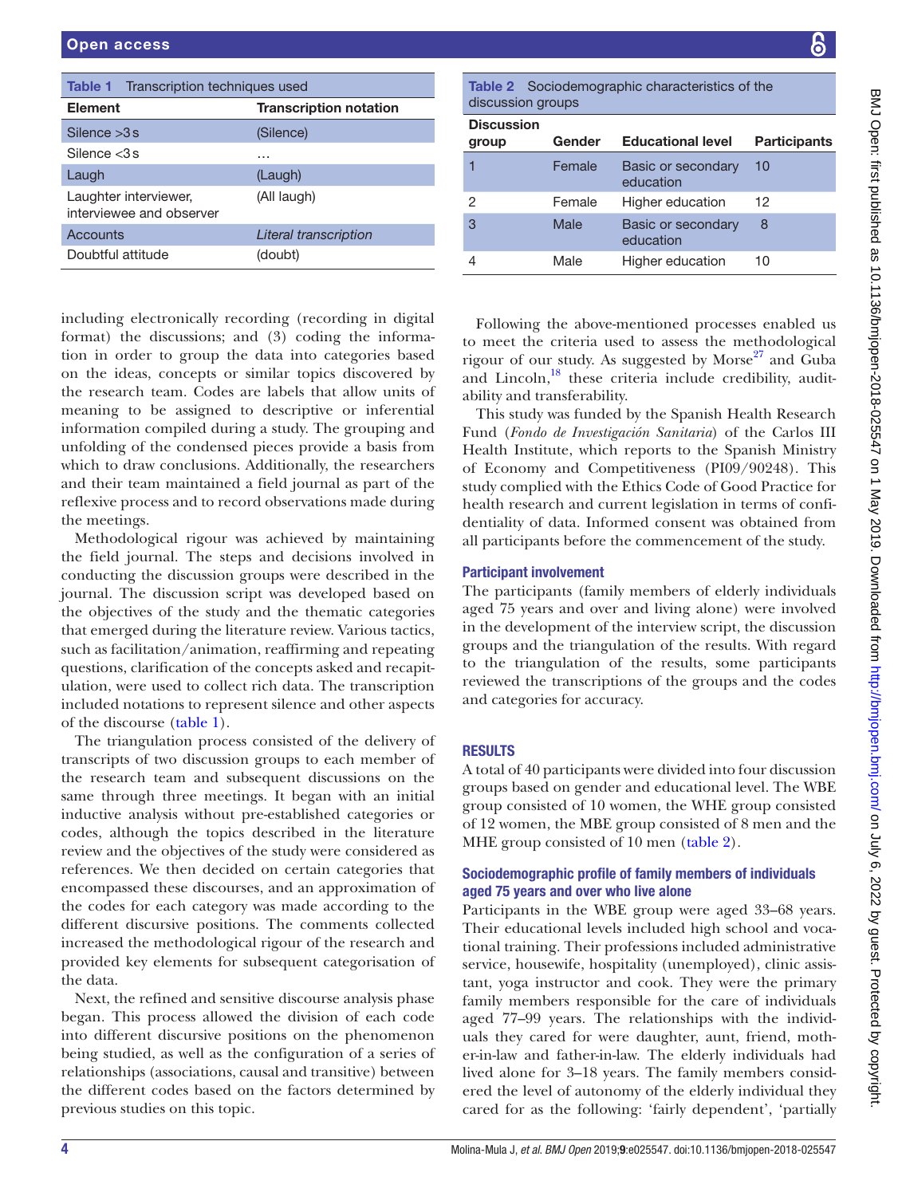**Table 1** Transcription techniques used

| Element | Transcription notation |
|---|---|
| Silence >3 s | (Silence) |
| Silence <3 s | … |
| Laugh | (Laugh) |
| Laughter interviewer, interviewee and observer | (All laugh) |
| Accounts | *Literal transcription* |
| Doubtful attitude | (doubt) |

including electronically recording (recording in digital format) the discussions; and (3) coding the information in order to group the data into categories based on the ideas, concepts or similar topics discovered by the research team. Codes are labels that allow units of meaning to be assigned to descriptive or inferential information compiled during a study. The grouping and unfolding of the condensed pieces provide a basis from which to draw conclusions. Additionally, the researchers and their team maintained a field journal as part of the reflexive process and to record observations made during the meetings.

Methodological rigour was achieved by maintaining the field journal. The steps and decisions involved in conducting the discussion groups were described in the journal. The discussion script was developed based on the objectives of the study and the thematic categories that emerged during the literature review. Various tactics, such as facilitation/animation, reaffirming and repeating questions, clarification of the concepts asked and recapitulation, were used to collect rich data. The transcription included notations to represent silence and other aspects of the discourse (table 1).

The triangulation process consisted of the delivery of transcripts of two discussion groups to each member of the research team and subsequent discussions on the same through three meetings. It began with an initial inductive analysis without pre-established categories or codes, although the topics described in the literature review and the objectives of the study were considered as references. We then decided on certain categories that encompassed these discourses, and an approximation of the codes for each category was made according to the different discursive positions. The comments collected increased the methodological rigour of the research and provided key elements for subsequent categorisation of the data.

Next, the refined and sensitive discourse analysis phase began. This process allowed the division of each code into different discursive positions on the phenomenon being studied, as well as the configuration of a series of relationships (associations, causal and transitive) between the different codes based on the factors determined by previous studies on this topic.

**Table 2** Sociodemographic characteristics of the discussion groups

| Discussion group | Gender | Educational level | Participants |
|---|---|---|---|
| 1 | Female | Basic or secondary education | 10 |
| 2 | Female | Higher education | 12 |
| 3 | Male | Basic or secondary education | 8 |
| 4 | Male | Higher education | 10 |

Following the above-mentioned processes enabled us to meet the criteria used to assess the methodological rigour of our study. As suggested by Morse[27] and Guba and Lincoln,[18] these criteria include credibility, auditability and transferability.

This study was funded by the Spanish Health Research Fund (*Fondo de Investigación Sanitaria*) of the Carlos III Health Institute, which reports to the Spanish Ministry of Economy and Competitiveness (PI09/90248). This study complied with the Ethics Code of Good Practice for health research and current legislation in terms of confidentiality of data. Informed consent was obtained from all participants before the commencement of the study.

### Participant involvement

The participants (family members of elderly individuals aged 75 years and over and living alone) were involved in the development of the interview script, the discussion groups and the triangulation of the results. With regard to the triangulation of the results, some participants reviewed the transcriptions of the groups and the codes and categories for accuracy.

## RESULTS

A total of 40 participants were divided into four discussion groups based on gender and educational level. The WBE group consisted of 10 women, the WHE group consisted of 12 women, the MBE group consisted of 8 men and the MHE group consisted of 10 men (table 2).

### Sociodemographic profile of family members of individuals aged 75 years and over who live alone

Participants in the WBE group were aged 33–68 years. Their educational levels included high school and vocational training. Their professions included administrative service, housewife, hospitality (unemployed), clinic assistant, yoga instructor and cook. They were the primary family members responsible for the care of individuals aged 77–99 years. The relationships with the individuals they cared for were daughter, aunt, friend, mother-in-law and father-in-law. The elderly individuals had lived alone for 3–18 years. The family members considered the level of autonomy of the elderly individual they cared for as the following: 'fairly dependent', 'partially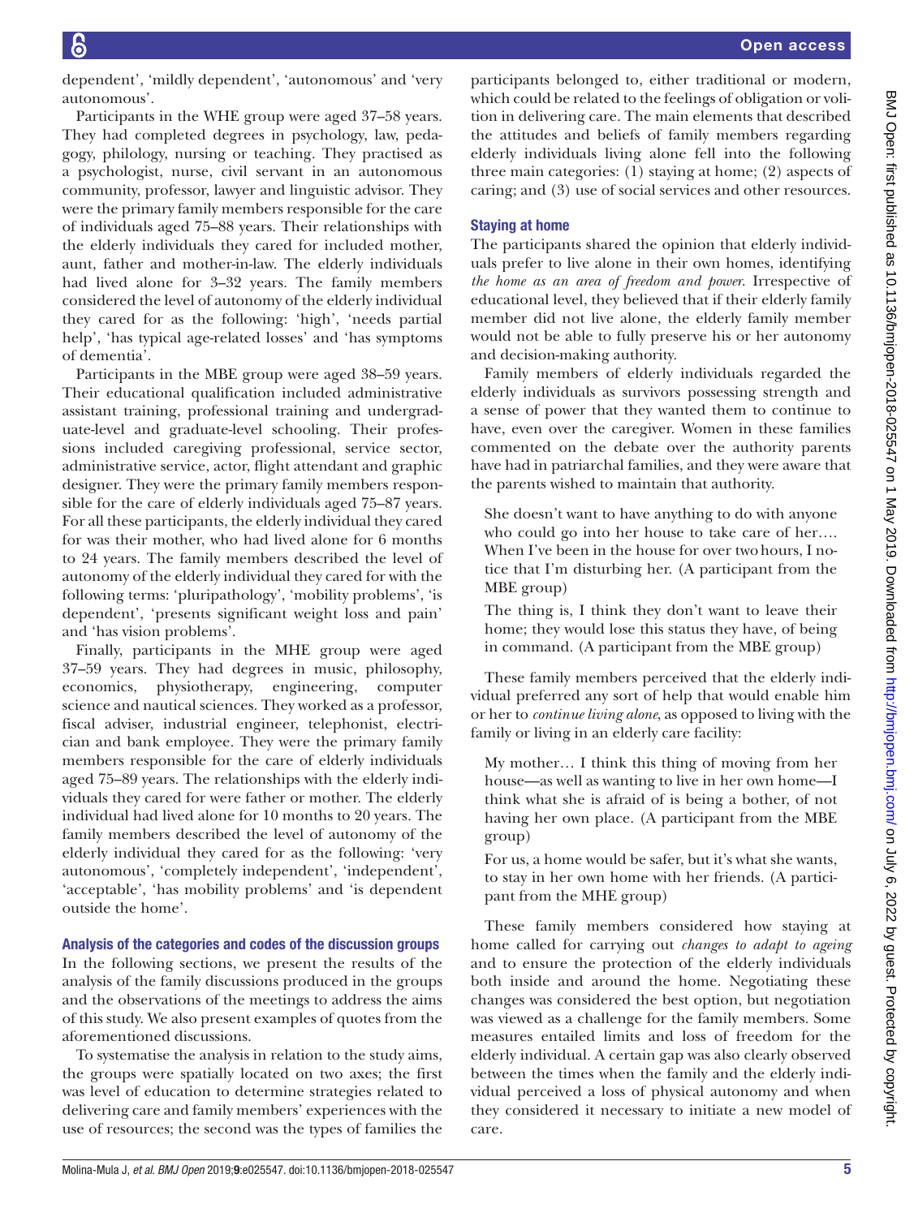dependent', 'mildly dependent', 'autonomous' and 'very autonomous'.

Participants in the WHE group were aged 37–58 years. They had completed degrees in psychology, law, pedagogy, philology, nursing or teaching. They practised as a psychologist, nurse, civil servant in an autonomous community, professor, lawyer and linguistic advisor. They were the primary family members responsible for the care of individuals aged 75–88 years. Their relationships with the elderly individuals they cared for included mother, aunt, father and mother-in-law. The elderly individuals had lived alone for 3–32 years. The family members considered the level of autonomy of the elderly individual they cared for as the following: 'high', 'needs partial help', 'has typical age-related losses' and 'has symptoms of dementia'.

Participants in the MBE group were aged 38–59 years. Their educational qualification included administrative assistant training, professional training and undergraduate-level and graduate-level schooling. Their professions included caregiving professional, service sector, administrative service, actor, flight attendant and graphic designer. They were the primary family members responsible for the care of elderly individuals aged 75–87 years. For all these participants, the elderly individual they cared for was their mother, who had lived alone for 6 months to 24 years. The family members described the level of autonomy of the elderly individual they cared for with the following terms: 'pluripathology', 'mobility problems', 'is dependent', 'presents significant weight loss and pain' and 'has vision problems'.

Finally, participants in the MHE group were aged 37–59 years. They had degrees in music, philosophy, economics, physiotherapy, engineering, computer science and nautical sciences. They worked as a professor, fiscal adviser, industrial engineer, telephonist, electrician and bank employee. They were the primary family members responsible for the care of elderly individuals aged 75–89 years. The relationships with the elderly individuals they cared for were father or mother. The elderly individual had lived alone for 10 months to 20 years. The family members described the level of autonomy of the elderly individual they cared for as the following: 'very autonomous', 'completely independent', 'independent', 'acceptable', 'has mobility problems' and 'is dependent outside the home'.

### Analysis of the categories and codes of the discussion groups

In the following sections, we present the results of the analysis of the family discussions produced in the groups and the observations of the meetings to address the aims of this study. We also present examples of quotes from the aforementioned discussions.

To systematise the analysis in relation to the study aims, the groups were spatially located on two axes; the first was level of education to determine strategies related to delivering care and family members' experiences with the use of resources; the second was the types of families the participants belonged to, either traditional or modern, which could be related to the feelings of obligation or volition in delivering care. The main elements that described the attitudes and beliefs of family members regarding elderly individuals living alone fell into the following three main categories: (1) staying at home; (2) aspects of caring; and (3) use of social services and other resources.

### Staying at home

The participants shared the opinion that elderly individuals prefer to live alone in their own homes, identifying *the home as an area of freedom and power*. Irrespective of educational level, they believed that if their elderly family member did not live alone, the elderly family member would not be able to fully preserve his or her autonomy and decision-making authority.

Family members of elderly individuals regarded the elderly individuals as survivors possessing strength and a sense of power that they wanted them to continue to have, even over the caregiver. Women in these families commented on the debate over the authority parents have had in patriarchal families, and they were aware that the parents wished to maintain that authority.

> She doesn't want to have anything to do with anyone who could go into her house to take care of her…. When I've been in the house for over two hours, I notice that I'm disturbing her. (A participant from the MBE group)

> The thing is, I think they don't want to leave their home; they would lose this status they have, of being in command. (A participant from the MBE group)

These family members perceived that the elderly individual preferred any sort of help that would enable him or her to *continue living alone*, as opposed to living with the family or living in an elderly care facility:

> My mother… I think this thing of moving from her house—as well as wanting to live in her own home—I think what she is afraid of is being a bother, of not having her own place. (A participant from the MBE group)

> For us, a home would be safer, but it's what she wants, to stay in her own home with her friends. (A participant from the MHE group)

These family members considered how staying at home called for carrying out *changes to adapt to ageing* and to ensure the protection of the elderly individuals both inside and around the home. Negotiating these changes was considered the best option, but negotiation was viewed as a challenge for the family members. Some measures entailed limits and loss of freedom for the elderly individual. A certain gap was also clearly observed between the times when the family and the elderly individual perceived a loss of physical autonomy and when they considered it necessary to initiate a new model of care.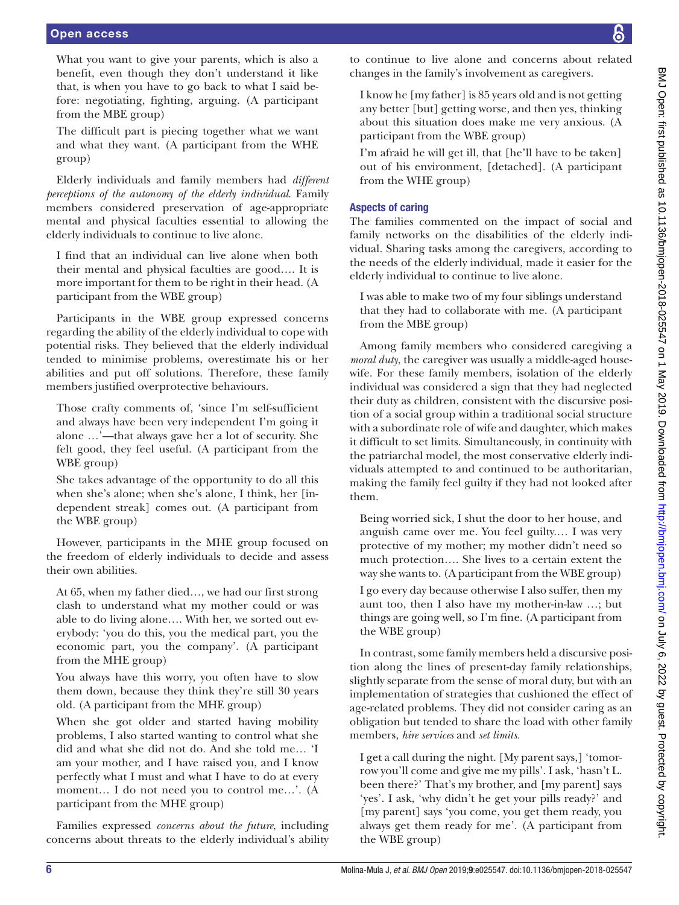What you want to give your parents, which is also a benefit, even though they don't understand it like that, is when you have to go back to what I said before: negotiating, fighting, arguing. (A participant from the MBE group)

The difficult part is piecing together what we want and what they want. (A participant from the WHE group)

Elderly individuals and family members had *different perceptions of the autonomy of the elderly individual*. Family members considered preservation of age-appropriate mental and physical faculties essential to allowing the elderly individuals to continue to live alone.

I find that an individual can live alone when both their mental and physical faculties are good.... It is more important for them to be right in their head. (A participant from the WBE group)

Participants in the WBE group expressed concerns regarding the ability of the elderly individual to cope with potential risks. They believed that the elderly individual tended to minimise problems, overestimate his or her abilities and put off solutions. Therefore, these family members justified overprotective behaviours.

Those crafty comments of, 'since I'm self-sufficient and always have been very independent I'm going it alone ...'—that always gave her a lot of security. She felt good, they feel useful. (A participant from the WBE group)

She takes advantage of the opportunity to do all this when she's alone; when she's alone, I think, her [independent streak] comes out. (A participant from the WBE group)

However, participants in the MHE group focused on the freedom of elderly individuals to decide and assess their own abilities.

At 65, when my father died..., we had our first strong clash to understand what my mother could or was able to do living alone.... With her, we sorted out everybody: 'you do this, you the medical part, you the economic part, you the company'. (A participant from the MHE group)

You always have this worry, you often have to slow them down, because they think they're still 30 years old. (A participant from the MHE group)

When she got older and started having mobility problems, I also started wanting to control what she did and what she did not do. And she told me... 'I am your mother, and I have raised you, and I know perfectly what I must and what I have to do at every moment... I do not need you to control me...'. (A participant from the MHE group)

Families expressed *concerns about the future*, including concerns about threats to the elderly individual's ability to continue to live alone and concerns about related changes in the family's involvement as caregivers.

I know he [my father] is 85 years old and is not getting any better [but] getting worse, and then yes, thinking about this situation does make me very anxious. (A participant from the WBE group)

I'm afraid he will get ill, that [he'll have to be taken] out of his environment, [detached]. (A participant from the WHE group)

### Aspects of caring

The families commented on the impact of social and family networks on the disabilities of the elderly individual. Sharing tasks among the caregivers, according to the needs of the elderly individual, made it easier for the elderly individual to continue to live alone.

I was able to make two of my four siblings understand that they had to collaborate with me. (A participant from the MBE group)

Among family members who considered caregiving a *moral duty*, the caregiver was usually a middle-aged housewife. For these family members, isolation of the elderly individual was considered a sign that they had neglected their duty as children, consistent with the discursive position of a social group within a traditional social structure with a subordinate role of wife and daughter, which makes it difficult to set limits. Simultaneously, in continuity with the patriarchal model, the most conservative elderly individuals attempted to and continued to be authoritarian, making the family feel guilty if they had not looked after them.

Being worried sick, I shut the door to her house, and anguish came over me. You feel guilty.... I was very protective of my mother; my mother didn't need so much protection.... She lives to a certain extent the way she wants to. (A participant from the WBE group)

I go every day because otherwise I also suffer, then my aunt too, then I also have my mother-in-law ...; but things are going well, so I'm fine. (A participant from the WBE group)

In contrast, some family members held a discursive position along the lines of present-day family relationships, slightly separate from the sense of moral duty, but with an implementation of strategies that cushioned the effect of age-related problems. They did not consider caring as an obligation but tended to share the load with other family members, *hire services* and *set limits.*

I get a call during the night. [My parent says,] 'tomorrow you'll come and give me my pills'. I ask, 'hasn't L. been there?' That's my brother, and [my parent] says 'yes'. I ask, 'why didn't he get your pills ready?' and [my parent] says 'you come, you get them ready, you always get them ready for me'. (A participant from the WBE group)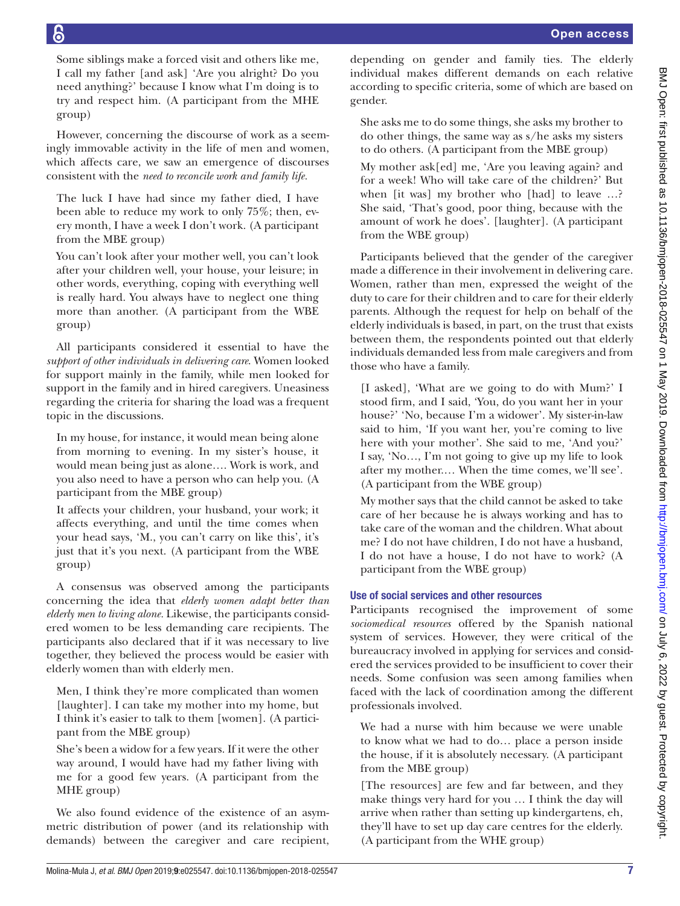Some siblings make a forced visit and others like me, I call my father [and ask] 'Are you alright? Do you need anything?' because I know what I'm doing is to try and respect him. (A participant from the MHE group)

However, concerning the discourse of work as a seemingly immovable activity in the life of men and women, which affects care, we saw an emergence of discourses consistent with the *need to reconcile work and family life*.

> The luck I have had since my father died, I have been able to reduce my work to only 75%; then, every month, I have a week I don't work. (A participant from the MBE group)

> You can't look after your mother well, you can't look after your children well, your house, your leisure; in other words, everything, coping with everything well is really hard. You always have to neglect one thing more than another. (A participant from the WBE group)

All participants considered it essential to have the *support of other individuals in delivering care*. Women looked for support mainly in the family, while men looked for support in the family and in hired caregivers. Uneasiness regarding the criteria for sharing the load was a frequent topic in the discussions.

> In my house, for instance, it would mean being alone from morning to evening. In my sister's house, it would mean being just as alone…. Work is work, and you also need to have a person who can help you. (A participant from the MBE group)

> It affects your children, your husband, your work; it affects everything, and until the time comes when your head says, 'M., you can't carry on like this', it's just that it's you next. (A participant from the WBE group)

A consensus was observed among the participants concerning the idea that *elderly women adapt better than elderly men to living alone*. Likewise, the participants considered women to be less demanding care recipients. The participants also declared that if it was necessary to live together, they believed the process would be easier with elderly women than with elderly men.

> Men, I think they're more complicated than women [laughter]. I can take my mother into my home, but I think it's easier to talk to them [women]. (A participant from the MBE group)

> She's been a widow for a few years. If it were the other way around, I would have had my father living with me for a good few years. (A participant from the MHE group)

We also found evidence of the existence of an asymmetric distribution of power (and its relationship with demands) between the caregiver and care recipient, depending on gender and family ties. The elderly individual makes different demands on each relative according to specific criteria, some of which are based on gender.

> She asks me to do some things, she asks my brother to do other things, the same way as s/he asks my sisters to do others. (A participant from the MBE group)

> My mother ask[ed] me, 'Are you leaving again? and for a week! Who will take care of the children?' But when [it was] my brother who [had] to leave …? She said, 'That's good, poor thing, because with the amount of work he does'. [laughter]. (A participant from the WBE group)

Participants believed that the gender of the caregiver made a difference in their involvement in delivering care. Women, rather than men, expressed the weight of the duty to care for their children and to care for their elderly parents. Although the request for help on behalf of the elderly individuals is based, in part, on the trust that exists between them, the respondents pointed out that elderly individuals demanded less from male caregivers and from those who have a family.

> [I asked], 'What are we going to do with Mum?' I stood firm, and I said, 'You, do you want her in your house?' 'No, because I'm a widower'. My sister-in-law said to him, 'If you want her, you're coming to live here with your mother'. She said to me, 'And you?' I say, 'No…, I'm not going to give up my life to look after my mother.… When the time comes, we'll see'. (A participant from the WBE group)

> My mother says that the child cannot be asked to take care of her because he is always working and has to take care of the woman and the children. What about me? I do not have children, I do not have a husband, I do not have a house, I do not have to work? (A participant from the WBE group)

### Use of social services and other resources

Participants recognised the improvement of some *sociomedical resources* offered by the Spanish national system of services. However, they were critical of the bureaucracy involved in applying for services and considered the services provided to be insufficient to cover their needs. Some confusion was seen among families when faced with the lack of coordination among the different professionals involved.

> We had a nurse with him because we were unable to know what we had to do… place a person inside the house, if it is absolutely necessary. (A participant from the MBE group)

> [The resources] are few and far between, and they make things very hard for you … I think the day will arrive when rather than setting up kindergartens, eh, they'll have to set up day care centres for the elderly. (A participant from the WHE group)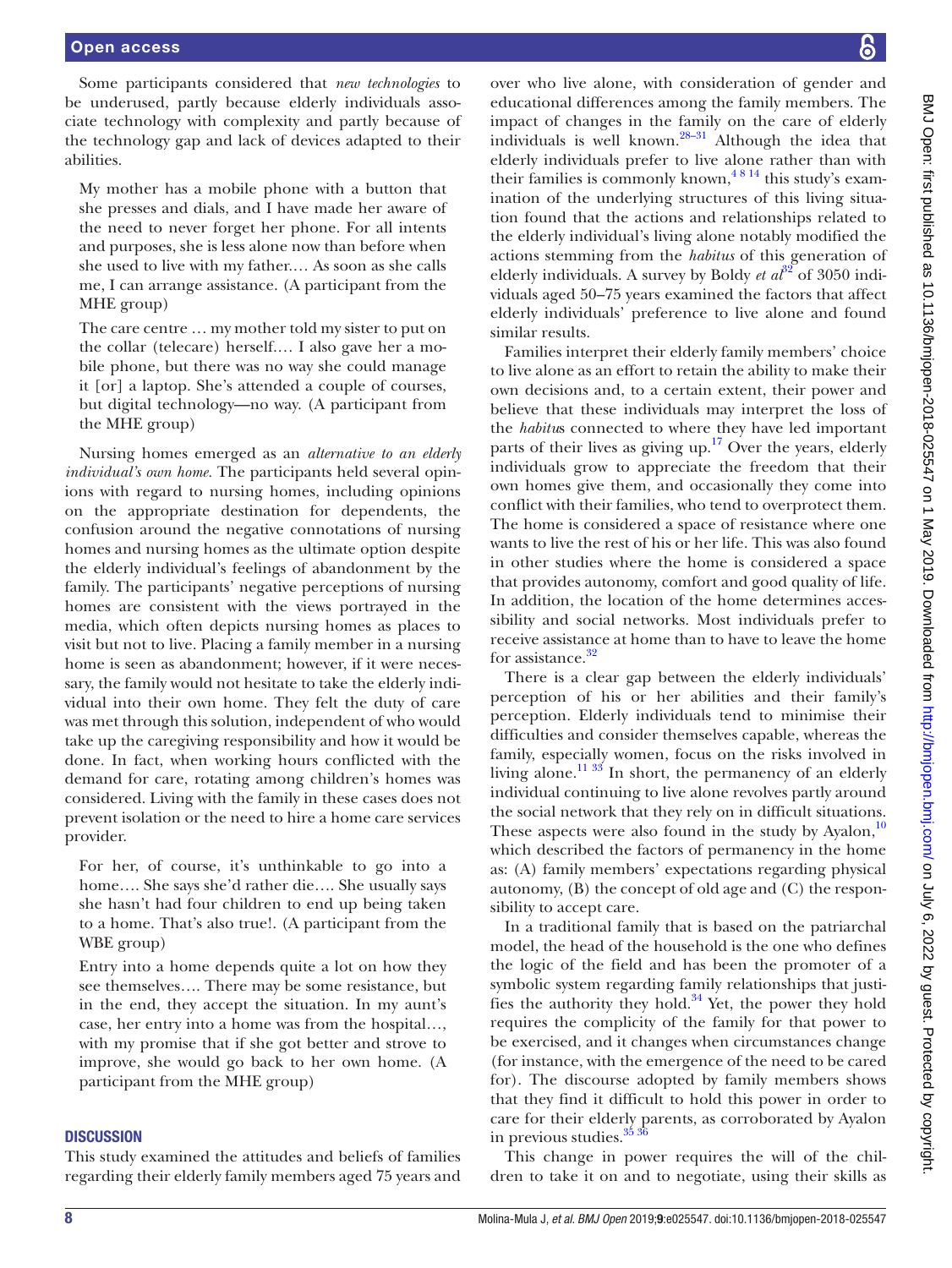Some participants considered that *new technologies* to be underused, partly because elderly individuals associate technology with complexity and partly because of the technology gap and lack of devices adapted to their abilities.

> My mother has a mobile phone with a button that she presses and dials, and I have made her aware of the need to never forget her phone. For all intents and purposes, she is less alone now than before when she used to live with my father.… As soon as she calls me, I can arrange assistance. (A participant from the MHE group)

> The care centre … my mother told my sister to put on the collar (telecare) herself.… I also gave her a mobile phone, but there was no way she could manage it [or] a laptop. She's attended a couple of courses, but digital technology—no way. (A participant from the MHE group)

Nursing homes emerged as an *alternative to an elderly individual's own home*. The participants held several opinions with regard to nursing homes, including opinions on the appropriate destination for dependents, the confusion around the negative connotations of nursing homes and nursing homes as the ultimate option despite the elderly individual's feelings of abandonment by the family. The participants' negative perceptions of nursing homes are consistent with the views portrayed in the media, which often depicts nursing homes as places to visit but not to live. Placing a family member in a nursing home is seen as abandonment; however, if it were necessary, the family would not hesitate to take the elderly individual into their own home. They felt the duty of care was met through this solution, independent of who would take up the caregiving responsibility and how it would be done. In fact, when working hours conflicted with the demand for care, rotating among children's homes was considered. Living with the family in these cases does not prevent isolation or the need to hire a home care services provider.

> For her, of course, it's unthinkable to go into a home…. She says she'd rather die…. She usually says she hasn't had four children to end up being taken to a home. That's also true!. (A participant from the WBE group)

> Entry into a home depends quite a lot on how they see themselves…. There may be some resistance, but in the end, they accept the situation. In my aunt's case, her entry into a home was from the hospital…, with my promise that if she got better and strove to improve, she would go back to her own home. (A participant from the MHE group)

## DISCUSSION

This study examined the attitudes and beliefs of families regarding their elderly family members aged 75 years and over who live alone, with consideration of gender and educational differences among the family members. The impact of changes in the family on the care of elderly individuals is well known.[28–31] Although the idea that elderly individuals prefer to live alone rather than with their families is commonly known,[4 8 14] this study's examination of the underlying structures of this living situation found that the actions and relationships related to the elderly individual's living alone notably modified the actions stemming from the *habitus* of this generation of elderly individuals. A survey by Boldy *et al*[32] of 3050 individuals aged 50–75 years examined the factors that affect elderly individuals' preference to live alone and found similar results.

Families interpret their elderly family members' choice to live alone as an effort to retain the ability to make their own decisions and, to a certain extent, their power and believe that these individuals may interpret the loss of the *habitu*s connected to where they have led important parts of their lives as giving up.[17] Over the years, elderly individuals grow to appreciate the freedom that their own homes give them, and occasionally they come into conflict with their families, who tend to overprotect them. The home is considered a space of resistance where one wants to live the rest of his or her life. This was also found in other studies where the home is considered a space that provides autonomy, comfort and good quality of life. In addition, the location of the home determines accessibility and social networks. Most individuals prefer to receive assistance at home than to have to leave the home for assistance.[32]

There is a clear gap between the elderly individuals' perception of his or her abilities and their family's perception. Elderly individuals tend to minimise their difficulties and consider themselves capable, whereas the family, especially women, focus on the risks involved in living alone.[11 33] In short, the permanency of an elderly individual continuing to live alone revolves partly around the social network that they rely on in difficult situations. These aspects were also found in the study by Ayalon,[10] which described the factors of permanency in the home as: (A) family members' expectations regarding physical autonomy, (B) the concept of old age and (C) the responsibility to accept care.

In a traditional family that is based on the patriarchal model, the head of the household is the one who defines the logic of the field and has been the promoter of a symbolic system regarding family relationships that justifies the authority they hold.[34] Yet, the power they hold requires the complicity of the family for that power to be exercised, and it changes when circumstances change (for instance, with the emergence of the need to be cared for). The discourse adopted by family members shows that they find it difficult to hold this power in order to care for their elderly parents, as corroborated by Ayalon in previous studies.[35 36]

This change in power requires the will of the children to take it on and to negotiate, using their skills as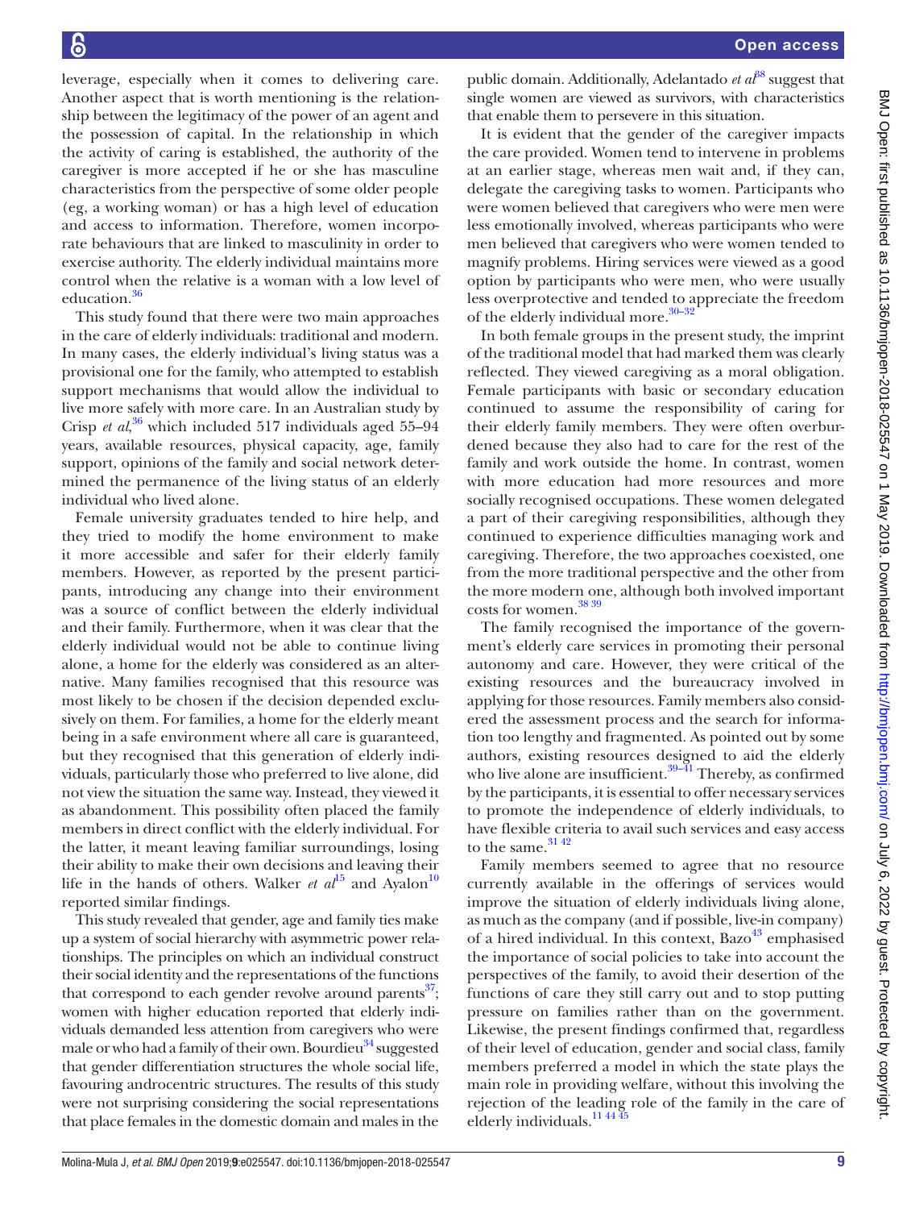leverage, especially when it comes to delivering care. Another aspect that is worth mentioning is the relationship between the legitimacy of the power of an agent and the possession of capital. In the relationship in which the activity of caring is established, the authority of the caregiver is more accepted if he or she has masculine characteristics from the perspective of some older people (eg, a working woman) or has a high level of education and access to information. Therefore, women incorporate behaviours that are linked to masculinity in order to exercise authority. The elderly individual maintains more control when the relative is a woman with a low level of education.[36]

This study found that there were two main approaches in the care of elderly individuals: traditional and modern. In many cases, the elderly individual's living status was a provisional one for the family, who attempted to establish support mechanisms that would allow the individual to live more safely with more care. In an Australian study by Crisp *et al*,[36] which included 517 individuals aged 55–94 years, available resources, physical capacity, age, family support, opinions of the family and social network determined the permanence of the living status of an elderly individual who lived alone.

Female university graduates tended to hire help, and they tried to modify the home environment to make it more accessible and safer for their elderly family members. However, as reported by the present participants, introducing any change into their environment was a source of conflict between the elderly individual and their family. Furthermore, when it was clear that the elderly individual would not be able to continue living alone, a home for the elderly was considered as an alternative. Many families recognised that this resource was most likely to be chosen if the decision depended exclusively on them. For families, a home for the elderly meant being in a safe environment where all care is guaranteed, but they recognised that this generation of elderly individuals, particularly those who preferred to live alone, did not view the situation the same way. Instead, they viewed it as abandonment. This possibility often placed the family members in direct conflict with the elderly individual. For the latter, it meant leaving familiar surroundings, losing their ability to make their own decisions and leaving their life in the hands of others. Walker *et al*[15] and Ayalon[10] reported similar findings.

This study revealed that gender, age and family ties make up a system of social hierarchy with asymmetric power relationships. The principles on which an individual construct their social identity and the representations of the functions that correspond to each gender revolve around parents[37]; women with higher education reported that elderly individuals demanded less attention from caregivers who were male or who had a family of their own. Bourdieu[34] suggested that gender differentiation structures the whole social life, favouring androcentric structures. The results of this study were not surprising considering the social representations that place females in the domestic domain and males in the public domain. Additionally, Adelantado *et al*[38] suggest that single women are viewed as survivors, with characteristics that enable them to persevere in this situation.

It is evident that the gender of the caregiver impacts the care provided. Women tend to intervene in problems at an earlier stage, whereas men wait and, if they can, delegate the caregiving tasks to women. Participants who were women believed that caregivers who were men were less emotionally involved, whereas participants who were men believed that caregivers who were women tended to magnify problems. Hiring services were viewed as a good option by participants who were men, who were usually less overprotective and tended to appreciate the freedom of the elderly individual more.[30–32]

In both female groups in the present study, the imprint of the traditional model that had marked them was clearly reflected. They viewed caregiving as a moral obligation. Female participants with basic or secondary education continued to assume the responsibility of caring for their elderly family members. They were often overburdened because they also had to care for the rest of the family and work outside the home. In contrast, women with more education had more resources and more socially recognised occupations. These women delegated a part of their caregiving responsibilities, although they continued to experience difficulties managing work and caregiving. Therefore, the two approaches coexisted, one from the more traditional perspective and the other from the more modern one, although both involved important costs for women.[38,39]

The family recognised the importance of the government's elderly care services in promoting their personal autonomy and care. However, they were critical of the existing resources and the bureaucracy involved in applying for those resources. Family members also considered the assessment process and the search for information too lengthy and fragmented. As pointed out by some authors, existing resources designed to aid the elderly who live alone are insufficient.[39–41] Thereby, as confirmed by the participants, it is essential to offer necessary services to promote the independence of elderly individuals, to have flexible criteria to avail such services and easy access to the same.[31,42]

Family members seemed to agree that no resource currently available in the offerings of services would improve the situation of elderly individuals living alone, as much as the company (and if possible, live-in company) of a hired individual. In this context, Bazo[43] emphasised the importance of social policies to take into account the perspectives of the family, to avoid their desertion of the functions of care they still carry out and to stop putting pressure on families rather than on the government. Likewise, the present findings confirmed that, regardless of their level of education, gender and social class, family members preferred a model in which the state plays the main role in providing welfare, without this involving the rejection of the leading role of the family in the care of elderly individuals.[11,44,45]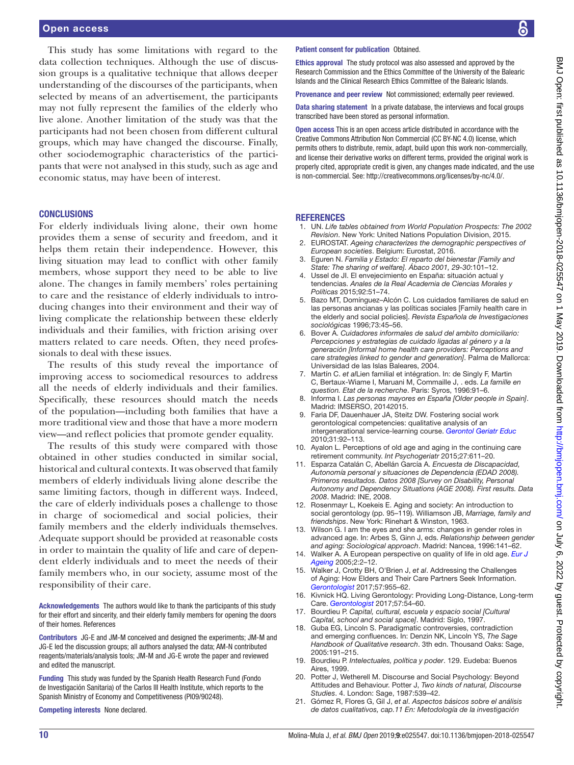This study has some limitations with regard to the data collection techniques. Although the use of discussion groups is a qualitative technique that allows deeper understanding of the discourses of the participants, when selected by means of an advertisement, the participants may not fully represent the families of the elderly who live alone. Another limitation of the study was that the participants had not been chosen from different cultural groups, which may have changed the discourse. Finally, other sociodemographic characteristics of the participants that were not analysed in this study, such as age and economic status, may have been of interest.

## CONCLUSIONS

For elderly individuals living alone, their own home provides them a sense of security and freedom, and it helps them retain their independence. However, this living situation may lead to conflict with other family members, whose support they need to be able to live alone. The changes in family members' roles pertaining to care and the resistance of elderly individuals to introducing changes into their environment and their way of living complicate the relationship between these elderly individuals and their families, with friction arising over matters related to care needs. Often, they need professionals to deal with these issues.

The results of this study reveal the importance of improving access to sociomedical resources to address all the needs of elderly individuals and their families. Specifically, these resources should match the needs of the population—including both families that have a more traditional view and those that have a more modern view—and reflect policies that promote gender equality.

The results of this study were compared with those obtained in other studies conducted in similar social, historical and cultural contexts. It was observed that family members of elderly individuals living alone describe the same limiting factors, though in different ways. Indeed, the care of elderly individuals poses a challenge to those in charge of sociomedical and social policies, their family members and the elderly individuals themselves. Adequate support should be provided at reasonable costs in order to maintain the quality of life and care of dependent elderly individuals and to meet the needs of their family members who, in our society, assume most of the responsibility of their care.

**Acknowledgements** The authors would like to thank the participants of this study for their effort and sincerity, and their elderly family members for opening the doors of their homes. References

**Contributors** JG-E and JM-M conceived and designed the experiments; JM-M and JG-E led the discussion groups; all authors analysed the data; AM-N contributed reagents/materials/analysis tools; JM-M and JG-E wrote the paper and reviewed and edited the manuscript.

**Funding** This study was funded by the Spanish Health Research Fund (Fondo de Investigación Sanitaria) of the Carlos III Health Institute, which reports to the Spanish Ministry of Economy and Competitiveness (PI09/90248).

**Competing interests** None declared.

**Patient consent for publication** Obtained.

**Ethics approval** The study protocol was also assessed and approved by the Research Commission and the Ethics Committee of the University of the Balearic Islands and the Clinical Research Ethics Committee of the Balearic Islands.

**Provenance and peer review** Not commissioned; externally peer reviewed.

**Data sharing statement** In a private database, the interviews and focal groups transcribed have been stored as personal information.

**Open access** This is an open access article distributed in accordance with the Creative Commons Attribution Non Commercial (CC BY-NC 4.0) license, which permits others to distribute, remix, adapt, build upon this work non-commercially, and license their derivative works on different terms, provided the original work is properly cited, appropriate credit is given, any changes made indicated, and the use is non-commercial. See: http://creativecommons.org/licenses/by-nc/4.0/.

## REFERENCES

1. UN. *Life tables obtained from World Population Prospects: The 2002 Revision*. New York: United Nations Population Division, 2015.
2. EUROSTAT. *Ageing characterizes the demographic perspectives of European societies*. Belgium: Eurostat, 2016.
3. Eguren N. *Familia y Estado: El reparto del bienestar [Family and State: The sharing of welfare]. Ábaco 2001, 29-30*:101–12.
4. Ussel de JI. El envejecimiento en España: situación actual y tendencias. *Anales de la Real Academia de Ciencias Morales y Políticas* 2015;92:51–74.
5. Bazo MT, Domínguez–Alcón C. Los cuidados familiares de salud en las personas ancianas y las políticas sociales [Family health care in the elderly and social policies]. *Revista Española de Investigaciones sociológicas* 1996;73:45–56.
6. Bover A. *Cuidadores informales de salud del ambito domiciliario: Percepciones y estrategias de cuidado ligadas al género y a la generación [Informal home health care providers: Perceptions and care strategies linked to gender and generation]*. Palma de Mallorca: Universidad de las Islas Baleares, 2004.
7. Martín C. *et al*Lien familial et intégration. In: de Singly F, Martin C, Bertaux-Wiame I, Maruani M, Commaille J, . eds. *La famille en question. Etat de la recherche*. Paris: Syros, 1996:91–6.
8. Informa I. *Las personas mayores en España [Older people in Spain]*. Madrid: IMSERSO, 20142015.
9. Faria DF, Dauenhauer JA, Steitz DW. Fostering social work gerontological competencies: qualitative analysis of an intergenerational service-learning course. *Gerontol Geriatr Educ* 2010;31:92–113.
10. Ayalon L. Perceptions of old age and aging in the continuing care retirement community. *Int Psychogeriatr* 2015;27:611–20.
11. Esparza Catalán C, Abellán García A. *Encuesta de Discapacidad, Autonomía personal y situaciones de Dependencia (EDAD 2008). Primeros resultados. Datos 2008 [Survey on Disability, Personal Autonomy and Dependency Situations (AGE 2008). First results. Data 2008*. Madrid: INE, 2008.
12. Rosenmayr L, Koekeis E. Aging and society: An introduction to social gerontology (pp. 95–119). Williamson JB, *Marriage, family and friendships*. New York: Rinehart & Winston, 1963.
13. Wilson G. I am the eyes and she arms: changes in gender roles in advanced age. In: Arbes S, Ginn J, eds. *Relationship between gender and aging: Sociological approach*. Madrid: Nancea, 1996:141–62.
14. Walker A. A European perspective on quality of life in old age. *Eur J Ageing* 2005;2:2–12.
15. Walker J, Crotty BH, O'Brien J, *et al*. Addressing the Challenges of Aging: How Elders and Their Care Partners Seek Information. *Gerontologist* 2017;57:955–62.
16. Kivnick HQ. Living Gerontology: Providing Long-Distance, Long-term Care. *Gerontologist* 2017;57:54–60.
17. Bourdieu P. *Capital, cultural, escuela y espacio social [Cultural Capital, school and social space]*. Madrid: Siglo, 1997.
18. Guba EG, Lincoln S. Paradigmatic controversies, contradiction and emerging confluences. In: Denzin NK, Lincoln YS, *The Sage Handbook of Qualitative research*. 3th edn. Thousand Oaks: Sage, 2005:191–215.
19. Bourdieu P. *Intelectuales, política y poder*. 129. Eudeba: Buenos Aires, 1999.
20. Potter J, Wetherell M. Discourse and Social Psychology: Beyond Attitudes and Behaviour. Potter J, *Two kinds of natural, Discourse Studies*. 4. London: Sage, 1987:539–42.
21. Gómez R, Flores G, Gil J, *et al*. *Aspectos básicos sobre el análisis de datos cualitativos, cap.11 En: Metodología de la investigación*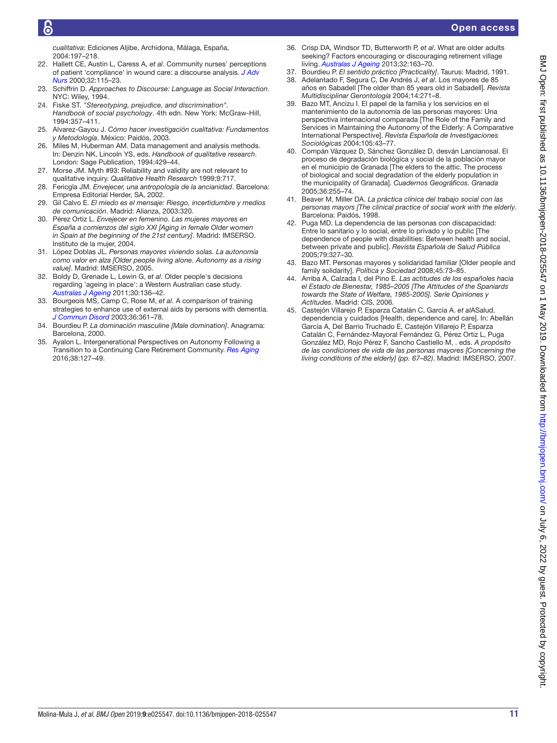*cualitativa*: Ediciones Aljibe, Archidona, Málaga, España, 2004:197–218.

22. Hallett CE, Austin L, Caress A, *et al*. Community nurses' perceptions of patient 'compliance' in wound care: a discourse analysis. *J Adv Nurs* 2000;32:115–23.
23. Schiffrin D. *Approaches to Discourse: Language as Social Interaction*. NYC: Wiley, 1994.
24. Fiske ST. "*Stereotyping, prejudice, and discrimination*". *Handbook of social psychology*. 4th edn. New York: McGraw-Hill, 1994:357–411.
25. Alvarez-Gayou J. *Cómo hacer investigación cualitativa: Fundamentos y Metodología*. México: Paidós, 2003.
26. Miles M, Huberman AM. Data management and analysis methods. In: Denzin NK, Lincoln YS, eds. *Handbook of qualitative research*. London: Sage Publication, 1994:429–44.
27. Morse JM. Myth #93: Reliability and validity are not relevant to qualitative inquiry. *Qualitative Health Research* 1999;9:717.
28. Fericgla JM. *Envejecer, una antropología de la ancianidad*. Barcelona: Empresa Editorial Herder, SA, 2002.
29. Gil Calvo E. *El miedo es el mensaje: Riesgo, incertidumbre y medios de comunicación*. Madrid: Alianza, 2003:320.
30. Pérez Ortiz L. *Envejecer en femenino. Las mujeres mayores en España a comienzos del siglo XXI [Aging in female Older women in Spain at the beginning of the 21st century]*. Madrid: IMSERSO. Instituto de la mujer, 2004.
31. López Doblas JL. *Personas mayores viviendo solas. La autonomía como valor en alza [Older people living alone. Autonomy as a rising value]*. Madrid: IMSERSO, 2005.
32. Boldy D, Grenade L, Lewin G, *et al*. Older people's decisions regarding 'ageing in place': a Western Australian case study. *Australas J Ageing* 2011;30:136–42.
33. Bourgeois MS, Camp C, Rose M, *et al*. A comparison of training strategies to enhance use of external aids by persons with dementia. *J Commun Disord* 2003;36:361–78.
34. Bourdieu P. *La dominación masculine [Male domination]*. Anagrama: Barcelona, 2000.
35. Ayalon L. Intergenerational Perspectives on Autonomy Following a Transition to a Continuing Care Retirement Community. *Res Aging* 2016;38:127–49.
36. Crisp DA, Windsor TD, Butterworth P, *et al*. What are older adults seeking? Factors encouraging or discouraging retirement village living. *Australas J Ageing* 2013;32:163–70.
37. Bourdieu P. *El sentido práctico [Practicality]*. Taurus: Madrid, 1991.
38. Adelantado F, Segura C, De Andrés J, *et al*. Los mayores de 85 años en Sabadell [The older than 85 years old in Sabadell]. *Revista Multidisciplinar Gerontología* 2004;14:271–8.
39. Bazo MT, Ancizu I. El papel de la familia y los servicios en el mantenimiento de la autonomía de las personas mayores: Una perspectiva internacional comparada [The Role of the Family and Services in Maintaining the Autonomy of the Elderly: A Comparative International Perspective]. *Revista Española de Investigaciones Sociológicas* 2004;105:43–77.
40. Compán Vázquez D, Sánchez González D, desván Lancianosal. El proceso de degradación biológica y social de la población mayor en el municipio de Granada [The elders to the attic. The process of biological and social degradation of the elderly population in the municipality of Granada]. *Cuadernos Geográficos. Granada* 2005;36:255–74.
41. Beaver M, Miller DA. *La práctica clínica del trabajo social con las personas mayores [The clinical practice of social work with the elderly*. Barcelona: Paidós, 1998.
42. Puga MD. La dependencia de las personas con discapacidad: Entre lo sanitario y lo social, entre lo privado y lo public [The dependence of people with disabilities: Between health and social, between private and public]. *Revista Española de Salud Pública* 2005;79:327–30.
43. Bazo MT. Personas mayores y solidaridad familiar [Older people and family solidarity]. *Política y Sociedad* 2008;45:73–85.
44. Arriba A, Calzada I, del Pino E. *Las actitudes de los españoles hacia el Estado de Bienestar, 1985–2005 [The Attitudes of the Spaniards towards the State of Welfare, 1985-2005]. Serie Opiniones y Actitudes*. Madrid: CIS, 2006.
45. Castejón Villarejo P, Esparza Catalán C, García A. *et al*ASalud, dependencia y cuidados [Health, dependence and care]. In: Abellán García A, Del Barrio Truchado E, Castejón Villarejo P, Esparza Catalán C, Fernández-Mayoral Fernández G, Pérez Ortiz L, Puga González MD, Rojo Pérez F, Sancho Castiello M, . eds. *A propósito de las condiciones de vida de las personas mayores [Concerning the living conditions of the elderly] (pp. 67–82)*. Madrid: IMSERSO, 2007.